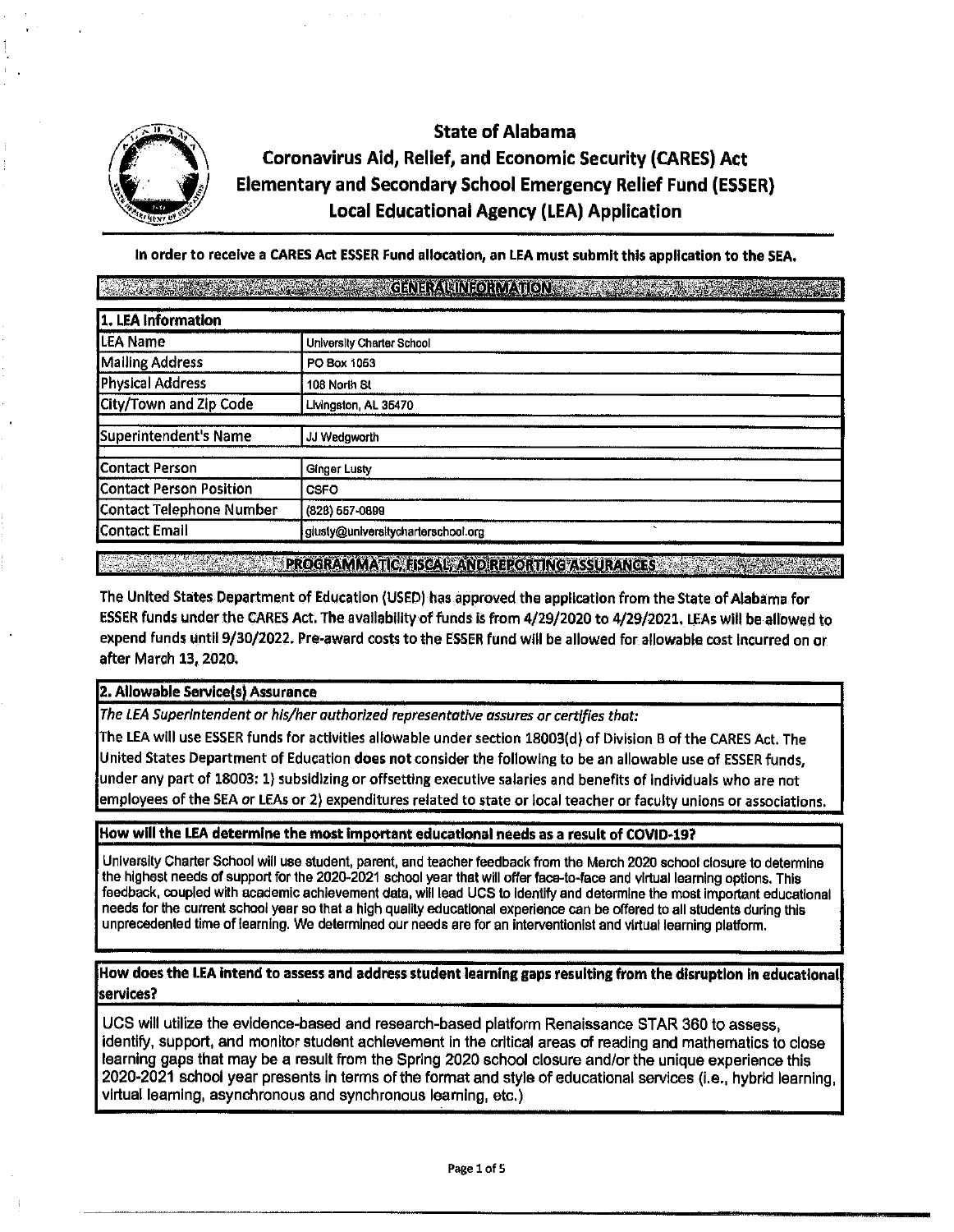# State of Alabama
## Coronavirus Aid, Relief, and Economic Security (CARES) Act
## Elementary and Secondary School Emergency Relief Fund (ESSER)
## Local Educational Agency (LEA) Application

**In order to receive a CARES Act ESSER Fund allocation, an LEA must submit this application to the SEA.**

## GENERAL INFORMATION

| 1. LEA Information | |
|---|---|
| LEA Name | University Charter School |
| Mailing Address | PO Box 1053 |
| Physical Address | 108 North St |
| City/Town and Zip Code | Livingston, AL 35470 |
| Superintendent's Name | JJ Wedgworth |
| Contact Person | Ginger Lusty |
| Contact Person Position | CSFO |
| Contact Telephone Number | (828) 557-0899 |
| Contact Email | glusty@universitycharterschool.org |

## PROGRAMMATIC, FISCAL, AND REPORTING ASSURANCES

The United States Department of Education (USED) has approved the application from the State of Alabama for ESSER funds under the CARES Act. The availability of funds is from 4/29/2020 to 4/29/2021. LEAs will be allowed to expend funds until 9/30/2022. Pre-award costs to the ESSER fund will be allowed for allowable cost incurred on or after March 13, 2020.

### 2. Allowable Service(s) Assurance

*The LEA Superintendent or his/her authorized representative assures or certifies that:*

The LEA will use ESSER funds for activities allowable under section 18003(d) of Division B of the CARES Act. The United States Department of Education **does not** consider the following to be an allowable use of ESSER funds, under any part of 18003: 1) subsidizing or offsetting executive salaries and benefits of individuals who are not employees of the SEA or LEAs or 2) expenditures related to state or local teacher or faculty unions or associations.

**How will the LEA determine the most important educational needs as a result of COVID-19?**

University Charter School will use student, parent, and teacher feedback from the March 2020 school closure to determine the highest needs of support for the 2020-2021 school year that will offer face-to-face and virtual learning options. This feedback, coupled with academic achievement data, will lead UCS to identify and determine the most important educational needs for the current school year so that a high quality educational experience can be offered to all students during this unprecedented time of learning. We determined our needs are for an interventionist and virtual learning platform.

**How does the LEA intend to assess and address student learning gaps resulting from the disruption in educational services?**

UCS will utilize the evidence-based and research-based platform Renaissance STAR 360 to assess, identify, support, and monitor student achievement in the critical areas of reading and mathematics to close learning gaps that may be a result from the Spring 2020 school closure and/or the unique experience this 2020-2021 school year presents in terms of the format and style of educational services (i.e., hybrid learning, virtual learning, asynchronous and synchronous learning, etc.)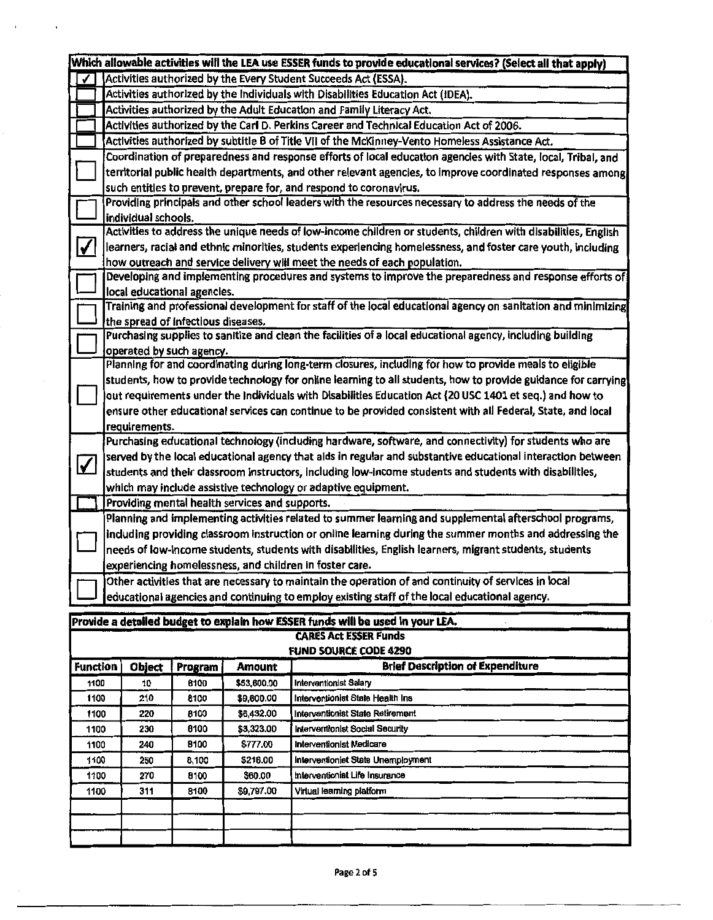| Which allowable activities will the LEA use ESSER funds to provide educational services? (Select all that apply) | |
|---|---|
| ✓ | Activities authorized by the Every Student Succeeds Act (ESSA). |
| | Activities authorized by the Individuals with Disabilities Education Act (IDEA). |
| | Activities authorized by the Adult Education and Family Literacy Act. |
| | Activities authorized by the Carl D. Perkins Career and Technical Education Act of 2006. |
| | Activities authorized by subtitle B of Title VII of the McKinney-Vento Homeless Assistance Act. |
| | Coordination of preparedness and response efforts of local education agencies with State, local, Tribal, and territorial public health departments, and other relevant agencies, to improve coordinated responses among such entities to prevent, prepare for, and respond to coronavirus. |
| | Providing principals and other school leaders with the resources necessary to address the needs of the individual schools. |
| ✓ | Activities to address the unique needs of low-income children or students, children with disabilities, English learners, racial and ethnic minorities, students experiencing homelessness, and foster care youth, including how outreach and service delivery will meet the needs of each population. |
| | Developing and implementing procedures and systems to improve the preparedness and response efforts of local educational agencies. |
| | Training and professional development for staff of the local educational agency on sanitation and minimizing the spread of infectious diseases. |
| | Purchasing supplies to sanitize and clean the facilities of a local educational agency, including building operated by such agency. |
| | Planning for and coordinating during long-term closures, including for how to provide meals to eligible students, how to provide technology for online learning to all students, how to provide guidance for carrying out requirements under the Individuals with Disabilities Education Act (20 USC 1401 et seq.) and how to ensure other educational services can continue to be provided consistent with all Federal, State, and local requirements. |
| ✓ | Purchasing educational technology (including hardware, software, and connectivity) for students who are served by the local educational agency that aids in regular and substantive educational interaction between students and their classroom instructors, including low-income students and students with disabilities, which may include assistive technology or adaptive equipment. |
| | Providing mental health services and supports. |
| | Planning and implementing activities related to summer learning and supplemental afterschool programs, including providing classroom instruction or online learning during the summer months and addressing the needs of low-income students, students with disabilities, English learners, migrant students, students experiencing homelessness, and children in foster care. |
| | Other activities that are necessary to maintain the operation of and continuity of services in local educational agencies and continuing to employ existing staff of the local educational agency. |

**Provide a detailed budget to explain how ESSER funds will be used in your LEA.**

**CARES Act ESSER Funds**

**FUND SOURCE CODE 4290**

| Function | Object | Program | Amount | Brief Description of Expenditure |
|---|---|---|---|---|
| 1100 | 10 | 8100 | $53,600.00 | Interventionist Salary |
| 1100 | 210 | 8100 | $9,600.00 | Interventionist State Health Ins |
| 1100 | 220 | 8100 | $6,432.00 | Interventionist State Retirement |
| 1100 | 230 | 8100 | $3,323.00 | Interventionist Social Security |
| 1100 | 240 | 8100 | $777.00 | Interventionist Medicare |
| 1100 | 250 | 8,100 | $216.00 | Interventionist State Unemployment |
| 1100 | 270 | 8100 | $60.00 | Interventionist Life Insurance |
| 1100 | 311 | 8100 | $9,797.00 | Virtual learning platform |
| | | | | |
| | | | | |
| | | | | |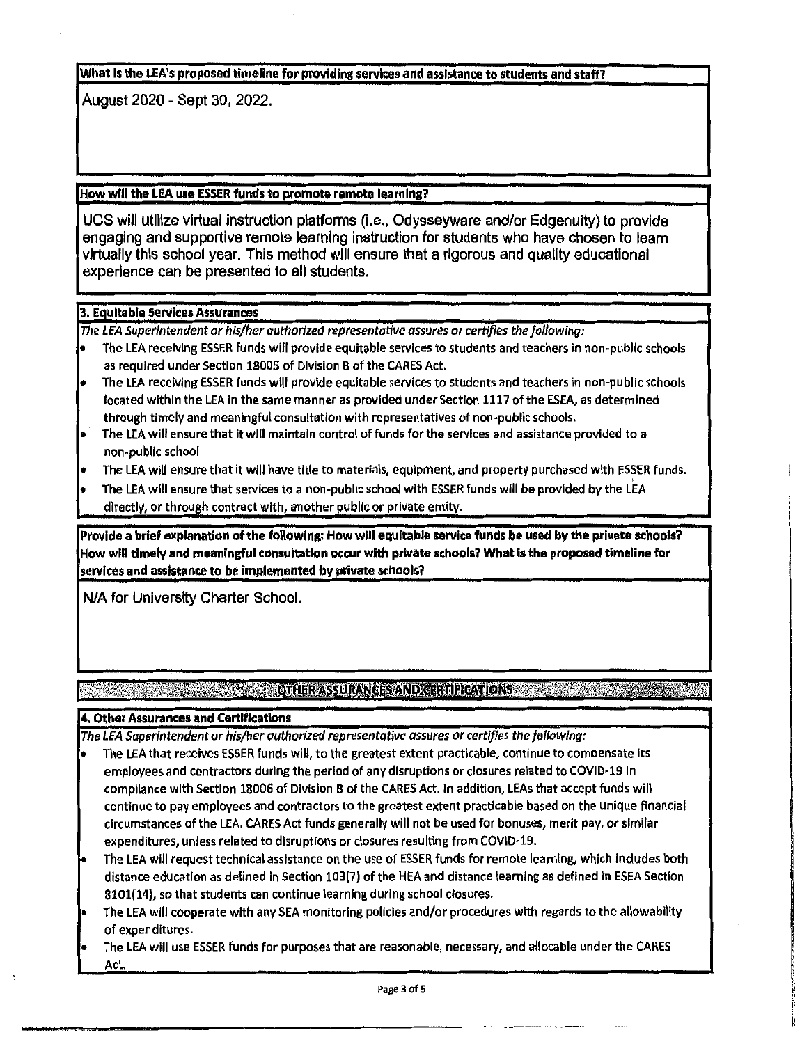**What is the LEA's proposed timeline for providing services and assistance to students and staff?**

August 2020 - Sept 30, 2022.

**How will the LEA use ESSER funds to promote remote learning?**

UCS will utilize virtual instruction platforms (i.e., Odysseyware and/or Edgenuity) to provide engaging and supportive remote learning instruction for students who have chosen to learn virtually this school year. This method will ensure that a rigorous and quality educational experience can be presented to all students.

**3. Equitable Services Assurances**

*The LEA Superintendent or his/her authorized representative assures or certifies the following:*

- The LEA receiving ESSER funds will provide equitable services to students and teachers in non-public schools as required under Section 18005 of Division B of the CARES Act.
- The LEA receiving ESSER funds will provide equitable services to students and teachers in non-public schools located within the LEA in the same manner as provided under Section 1117 of the ESEA, as determined through timely and meaningful consultation with representatives of non-public schools.
- The LEA will ensure that it will maintain control of funds for the services and assistance provided to a non-public school
- The LEA will ensure that it will have title to materials, equipment, and property purchased with ESSER funds.
- The LEA will ensure that services to a non-public school with ESSER funds will be provided by the LEA directly, or through contract with, another public or private entity.

**Provide a brief explanation of the following: How will equitable service funds be used by the private schools? How will timely and meaningful consultation occur with private schools? What is the proposed timeline for services and assistance to be implemented by private schools?**

N/A for University Charter School.

## OTHER ASSURANCES AND CERTIFICATIONS

**4. Other Assurances and Certifications**

*The LEA Superintendent or his/her authorized representative assures or certifies the following:*

- The LEA that receives ESSER funds will, to the greatest extent practicable, continue to compensate its employees and contractors during the period of any disruptions or closures related to COVID-19 in compliance with Section 18006 of Division B of the CARES Act. In addition, LEAs that accept funds will continue to pay employees and contractors to the greatest extent practicable based on the unique financial circumstances of the LEA. CARES Act funds generally will not be used for bonuses, merit pay, or similar expenditures, unless related to disruptions or closures resulting from COVID-19.
- The LEA will request technical assistance on the use of ESSER funds for remote learning, which includes both distance education as defined in Section 103(7) of the HEA and distance learning as defined in ESEA Section 8101(14), so that students can continue learning during school closures.
- The LEA will cooperate with any SEA monitoring policies and/or procedures with regards to the allowability of expenditures.
- The LEA will use ESSER funds for purposes that are reasonable, necessary, and allocable under the CARES Act.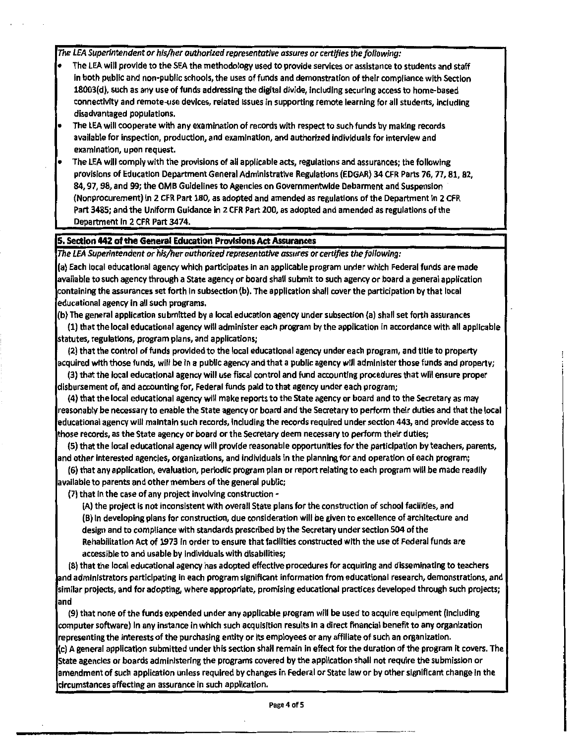*The LEA Superintendent or his/her authorized representative assures or certifies the following:*

- The LEA will provide to the SEA the methodology used to provide services or assistance to students and staff in both public and non-public schools, the uses of funds and demonstration of their compliance with Section 18003(d), such as any use of funds addressing the digital divide, including securing access to home-based connectivity and remote-use devices, related issues in supporting remote learning for all students, including disadvantaged populations.
- The LEA will cooperate with any examination of records with respect to such funds by making records available for inspection, production, and examination, and authorized individuals for interview and examination, upon request.
- The LEA will comply with the provisions of all applicable acts, regulations and assurances; the following provisions of Education Department General Administrative Regulations (EDGAR) 34 CFR Parts 76, 77, 81, 82, 84, 97, 98, and 99; the OMB Guidelines to Agencies on Governmentwide Debarment and Suspension (Nonprocurement) in 2 CFR Part 180, as adopted and amended as regulations of the Department in 2 CFR Part 3485; and the Uniform Guidance in 2 CFR Part 200, as adopted and amended as regulations of the Department in 2 CFR Part 3474.

## 5. Section 442 of the General Education Provisions Act Assurances

*The LEA Superintendent or his/her authorized representative assures or certifies the following:*

(a) Each local educational agency which participates in an applicable program under which Federal funds are made available to such agency through a State agency or board shall submit to such agency or board a general application containing the assurances set forth in subsection (b). The application shall cover the participation by that local educational agency in all such programs.

(b) The general application submitted by a local education agency under subsection (a) shall set forth assurances

(1) that the local educational agency will administer each program by the application in accordance with all applicable statutes, regulations, program plans, and applications;

(2) that the control of funds provided to the local educational agency under each program, and title to property acquired with those funds, will be in a public agency and that a public agency will administer those funds and property;

(3) that the local educational agency will use fiscal control and fund accounting procedures that will ensure proper disbursement of, and accounting for, Federal funds paid to that agency under each program;

(4) that the local educational agency will make reports to the State agency or board and to the Secretary as may reasonably be necessary to enable the State agency or board and the Secretary to perform their duties and that the local educational agency will maintain such records, including the records required under section 443, and provide access to those records, as the State agency or board or the Secretary deem necessary to perform their duties;

(5) that the local educational agency will provide reasonable opportunities for the participation by teachers, parents, and other interested agencies, organizations, and individuals in the planning for and operation of each program;

(6) that any application, evaluation, periodic program plan or report relating to each program will be made readily available to parents and other members of the general public;

(7) that in the case of any project involving construction -

(A) the project is not inconsistent with overall State plans for the construction of school facilities, and

(B) in developing plans for construction, due consideration will be given to excellence of architecture and design and to compliance with standards prescribed by the Secretary under section 504 of the Rehabilitation Act of 1973 in order to ensure that facilities constructed with the use of Federal funds are accessible to and usable by individuals with disabilities;

(8) that the local educational agency has adopted effective procedures for acquiring and disseminating to teachers and administrators participating in each program significant information from educational research, demonstrations, and similar projects, and for adopting, where appropriate, promising educational practices developed through such projects; and

(9) that none of the funds expended under any applicable program will be used to acquire equipment (including computer software) in any instance in which such acquisition results in a direct financial benefit to any organization representing the interests of the purchasing entity or its employees or any affiliate of such an organization.

(c) A general application submitted under this section shall remain in effect for the duration of the program it covers. The State agencies or boards administering the programs covered by the application shall not require the submission or amendment of such application unless required by changes in Federal or State law or by other significant change in the circumstances affecting an assurance in such application.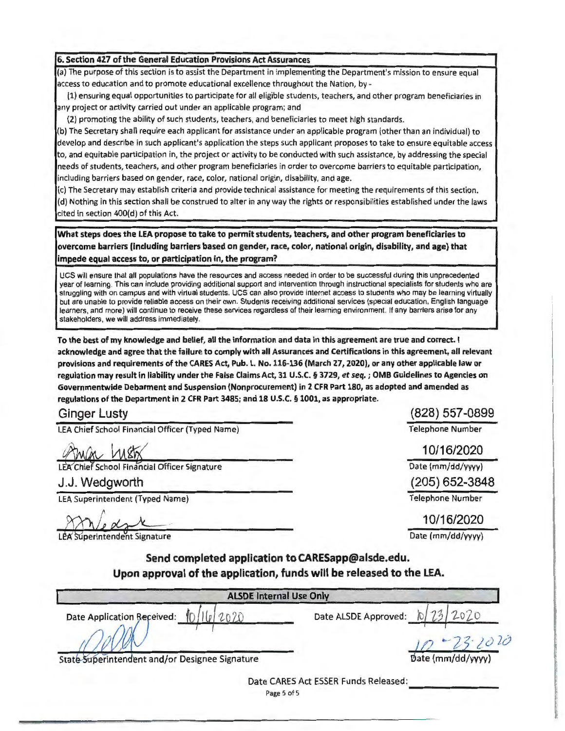**6. Section 427 of the General Education Provisions Act Assurances**

(a) The purpose of this section is to assist the Department in implementing the Department's mission to ensure equal access to education and to promote educational excellence throughout the Nation, by -

(1) ensuring equal opportunities to participate for all eligible students, teachers, and other program beneficiaries in any project or activity carried out under an applicable program; and

(2) promoting the ability of such students, teachers, and beneficiaries to meet high standards.

(b) The Secretary shall require each applicant for assistance under an applicable program (other than an individual) to develop and describe in such applicant's application the steps such applicant proposes to take to ensure equitable access to, and equitable participation in, the project or activity to be conducted with such assistance, by addressing the special needs of students, teachers, and other program beneficiaries in order to overcome barriers to equitable participation, including barriers based on gender, race, color, national origin, disability, and age.

(c) The Secretary may establish criteria and provide technical assistance for meeting the requirements of this section.

(d) Nothing in this section shall be construed to alter in any way the rights or responsibilities established under the laws cited in section 400(d) of this Act.

**What steps does the LEA propose to take to permit students, teachers, and other program beneficiaries to overcome barriers (including barriers based on gender, race, color, national origin, disability, and age) that impede equal access to, or participation in, the program?**

UCS will ensure that all populations have the resources and access needed in order to be successful during this unprecedented year of learning. This can include providing additional support and intervention through instructional specialists for students who are struggling with on campus and with virtual students. UCS can also provide internet access to students who may be learning virtually but are unable to provide reliable access on their own. Students receiving additional services (special education, English language learners, and more) will continue to receive these services regardless of their learning environment. If any barriers arise for any stakeholders, we will address immediately.

**To the best of my knowledge and belief, all the information and data in this agreement are true and correct. I acknowledge and agree that the failure to comply with all Assurances and Certifications in this agreement, all relevant provisions and requirements of the CARES Act, Pub. L. No. 116-136 (March 27, 2020), or any other applicable law or regulation may result in liability under the False Claims Act, 31 U.S.C. § 3729, *et seq.* ; OMB Guidelines to Agencies on Governmentwide Debarment and Suspension (Nonprocurement) in 2 CFR Part 180, as adopted and amended as regulations of the Department in 2 CFR Part 3485; and 18 U.S.C. § 1001, as appropriate.**

Ginger Lusty — (828) 557-0899

LEA Chief School Financial Officer (Typed Name) — Telephone Number

[Signature] — 10/16/2020

LEA Chief School Financial Officer Signature — Date (mm/dd/yyyy)

J.J. Wedgworth — (205) 652-3848

LEA Superintendent (Typed Name) — Telephone Number

[Signature] — 10/16/2020

LEA Superintendent Signature — Date (mm/dd/yyyy)

**Send completed application to CARESapp@alsde.edu.**

**Upon approval of the application, funds will be released to the LEA.**

**ALSDE Internal Use Only**

Date Application Received: 10/16/2020 — Date ALSDE Approved: 10/23/2020

[Signature] — 10-23-2020

State Superintendent and/or Designee Signature — Date (mm/dd/yyyy)

Date CARES Act ESSER Funds Released: \_\_\_\_\_\_\_\_